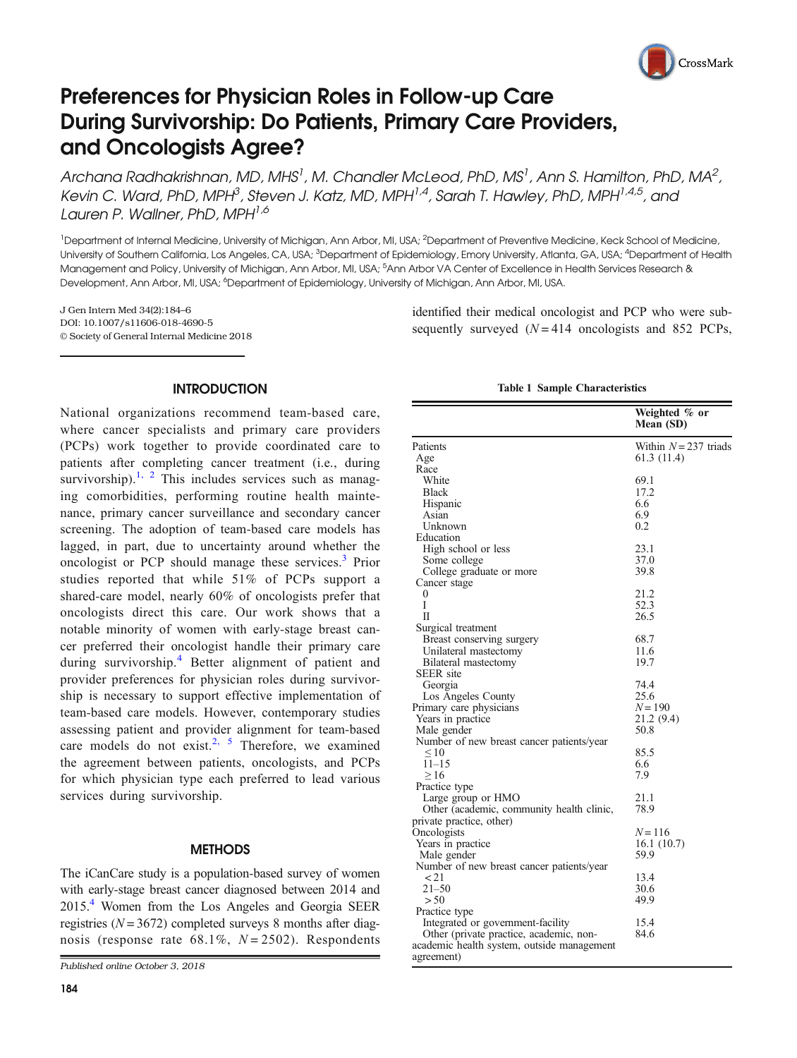# Preferences for Physician Roles in Follow-up Care During Survivorship: Do Patients, Primary Care Providers, and Oncologists Agree?

*Archana Radhakrishnan, MD, MHS[1], M. Chandler McLeod, PhD, MS[1], Ann S. Hamilton, PhD, MA[2], Kevin C. Ward, PhD, MPH[3], Steven J. Katz, MD, MPH[1,4], Sarah T. Hawley, PhD, MPH[1,4,5], and Lauren P. Wallner, PhD, MPH[1,6]*

[1]Department of Internal Medicine, University of Michigan, Ann Arbor, MI, USA; [2]Department of Preventive Medicine, Keck School of Medicine, University of Southern California, Los Angeles, CA, USA; [3]Department of Epidemiology, Emory University, Atlanta, GA, USA; [4]Department of Health Management and Policy, University of Michigan, Ann Arbor, MI, USA; [5]Ann Arbor VA Center of Excellence in Health Services Research & Development, Ann Arbor, MI, USA; [6]Department of Epidemiology, University of Michigan, Ann Arbor, MI, USA.

J Gen Intern Med 34(2):184–6
DOI: 10.1007/s11606-018-4690-5
© Society of General Internal Medicine 2018

## INTRODUCTION

National organizations recommend team-based care, where cancer specialists and primary care providers (PCPs) work together to provide coordinated care to patients after completing cancer treatment (i.e., during survivorship).[1, 2] This includes services such as managing comorbidities, performing routine health maintenance, primary cancer surveillance and secondary cancer screening. The adoption of team-based care models has lagged, in part, due to uncertainty around whether the oncologist or PCP should manage these services.[3] Prior studies reported that while 51% of PCPs support a shared-care model, nearly 60% of oncologists prefer that oncologists direct this care. Our work shows that a notable minority of women with early-stage breast cancer preferred their oncologist handle their primary care during survivorship.[4] Better alignment of patient and provider preferences for physician roles during survivorship is necessary to support effective implementation of team-based care models. However, contemporary studies assessing patient and provider alignment for team-based care models do not exist.[2, 5] Therefore, we examined the agreement between patients, oncologists, and PCPs for which physician type each preferred to lead various services during survivorship.

## METHODS

The iCanCare study is a population-based survey of women with early-stage breast cancer diagnosed between 2014 and 2015.[4] Women from the Los Angeles and Georgia SEER registries ($N = 3672$) completed surveys 8 months after diagnosis (response rate 68.1%, $N = 2502$). Respondents identified their medical oncologist and PCP who were subsequently surveyed ($N = 414$ oncologists and 852 PCPs,

**Table 1 Sample Characteristics**

| | Weighted % or Mean (SD) |
|---|---|
| Patients | Within $N = 237$ triads |
| Age | 61.3 (11.4) |
| Race | |
| White | 69.1 |
| Black | 17.2 |
| Hispanic | 6.6 |
| Asian | 6.9 |
| Unknown | 0.2 |
| Education | |
| High school or less | 23.1 |
| Some college | 37.0 |
| College graduate or more | 39.8 |
| Cancer stage | |
| 0 | 21.2 |
| I | 52.3 |
| II | 26.5 |
| Surgical treatment | |
| Breast conserving surgery | 68.7 |
| Unilateral mastectomy | 11.6 |
| Bilateral mastectomy | 19.7 |
| SEER site | |
| Georgia | 74.4 |
| Los Angeles County | 25.6 |
| Primary care physicians | $N = 190$ |
| Years in practice | 21.2 (9.4) |
| Male gender | 50.8 |
| Number of new breast cancer patients/year | |
| ≤ 10 | 85.5 |
| 11–15 | 6.6 |
| ≥ 16 | 7.9 |
| Practice type | |
| Large group or HMO | 21.1 |
| Other (academic, community health clinic, private practice, other) | 78.9 |
| Oncologists | $N = 116$ |
| Years in practice | 16.1 (10.7) |
| Male gender | 59.9 |
| Number of new breast cancer patients/year | |
| < 21 | 13.4 |
| 21–50 | 30.6 |
| > 50 | 49.9 |
| Practice type | |
| Integrated or government-facility | 15.4 |
| Other (private practice, academic, non-academic health system, outside management agreement) | 84.6 |

Published online October 3, 2018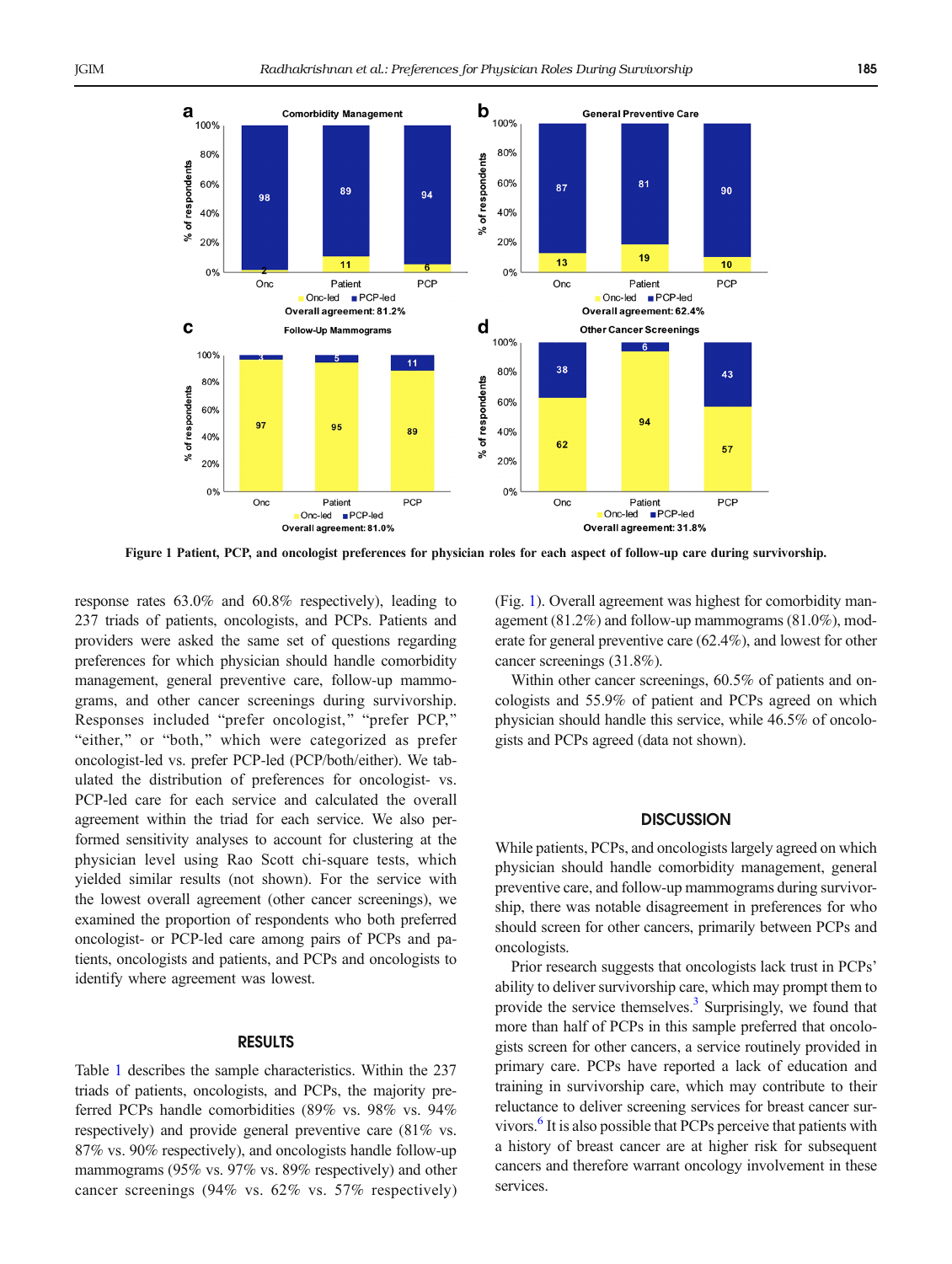Figure 1 Patient, PCP, and oncologist preferences for physician roles for each aspect of follow-up care during survivorship.

response rates 63.0% and 60.8% respectively), leading to 237 triads of patients, oncologists, and PCPs. Patients and providers were asked the same set of questions regarding preferences for which physician should handle comorbidity management, general preventive care, follow-up mammograms, and other cancer screenings during survivorship. Responses included "prefer oncologist," "prefer PCP," "either," or "both," which were categorized as prefer oncologist-led vs. prefer PCP-led (PCP/both/either). We tabulated the distribution of preferences for oncologist- vs. PCP-led care for each service and calculated the overall agreement within the triad for each service. We also performed sensitivity analyses to account for clustering at the physician level using Rao Scott chi-square tests, which yielded similar results (not shown). For the service with the lowest overall agreement (other cancer screenings), we examined the proportion of respondents who both preferred oncologist- or PCP-led care among pairs of PCPs and patients, oncologists and patients, and PCPs and oncologists to identify where agreement was lowest.

## RESULTS

Table 1 describes the sample characteristics. Within the 237 triads of patients, oncologists, and PCPs, the majority preferred PCPs handle comorbidities (89% vs. 98% vs. 94% respectively) and provide general preventive care (81% vs. 87% vs. 90% respectively), and oncologists handle follow-up mammograms (95% vs. 97% vs. 89% respectively) and other cancer screenings (94% vs. 62% vs. 57% respectively) (Fig. 1). Overall agreement was highest for comorbidity management (81.2%) and follow-up mammograms (81.0%), moderate for general preventive care (62.4%), and lowest for other cancer screenings (31.8%).

Within other cancer screenings, 60.5% of patients and oncologists and 55.9% of patient and PCPs agreed on which physician should handle this service, while 46.5% of oncologists and PCPs agreed (data not shown).

## DISCUSSION

While patients, PCPs, and oncologists largely agreed on which physician should handle comorbidity management, general preventive care, and follow-up mammograms during survivorship, there was notable disagreement in preferences for who should screen for other cancers, primarily between PCPs and oncologists.

Prior research suggests that oncologists lack trust in PCPs' ability to deliver survivorship care, which may prompt them to provide the service themselves.[3] Surprisingly, we found that more than half of PCPs in this sample preferred that oncologists screen for other cancers, a service routinely provided in primary care. PCPs have reported a lack of education and training in survivorship care, which may contribute to their reluctance to deliver screening services for breast cancer survivors.[6] It is also possible that PCPs perceive that patients with a history of breast cancer are at higher risk for subsequent cancers and therefore warrant oncology involvement in these services.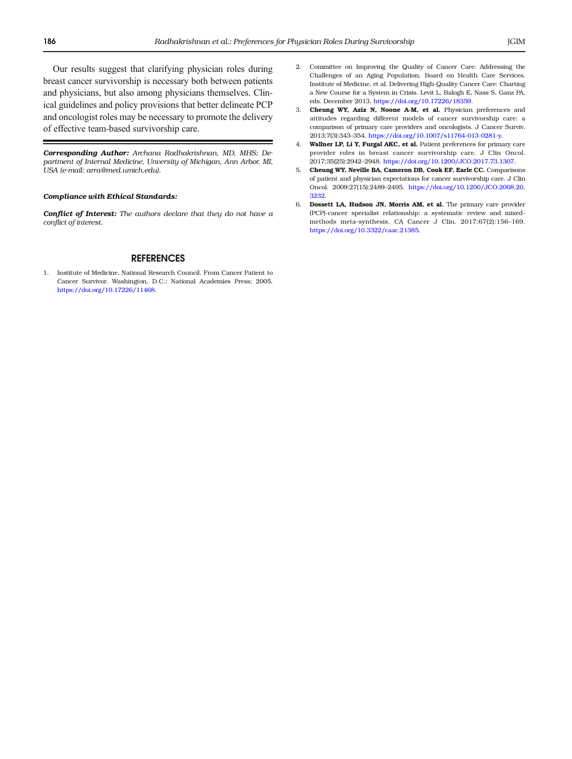Our results suggest that clarifying physician roles during breast cancer survivorship is necessary both between patients and physicians, but also among physicians themselves. Clinical guidelines and policy provisions that better delineate PCP and oncologist roles may be necessary to promote the delivery of effective team-based survivorship care.

***Corresponding Author:*** *Archana Radhakrishnan, MD, MHS; Department of Internal Medicine, Unversity of Michigan, Ann Arbor, MI, USA (e-mail: arra@med.umich.edu).*

***Compliance with Ethical Standards:***

***Conflict of Interest:*** *The authors declare that they do not have a conflict of interest.*

## REFERENCES

1. Institute of Medicine, National Research Council. From Cancer Patient to Cancer Survivor. Washington, D.C.: National Academies Press; 2005. https://doi.org/10.17226/11468.
2. Committee on Improving the Quality of Cancer Care: Addressing the Challenges of an Aging Population, Board on Health Care Services, Institute of Medicine, et al. Delivering High-Quality Cancer Care: Charting a New Course for a System in Crisis. Levit L, Balogh E, Nass S, Ganz PA, eds. December 2013. https://doi.org/10.17226/18359.
3. **Cheung WY, Aziz N, Noone A-M, et al.** Physician preferences and attitudes regarding different models of cancer survivorship care: a comparison of primary care providers and oncologists. J Cancer Surviv. 2013;7(3):343–354. https://doi.org/10.1007/s11764-013-0281-y.
4. **Wallner LP, Li Y, Furgal AKC, et al.** Patient preferences for primary care provider roles in breast cancer survivorship care. J Clin Oncol. 2017;35(25):2942–2948. https://doi.org/10.1200/JCO.2017.73.1307.
5. **Cheung WY, Neville BA, Cameron DB, Cook EF, Earle CC.** Comparisons of patient and physician expectations for cancer survivorship care. J Clin Oncol. 2009;27(15):2489–2495. https://doi.org/10.1200/JCO.2008.20.3232.
6. **Dossett LA, Hudson JN, Morris AM, et al.** The primary care provider (PCP)-cancer specialist relationship: a systematic review and mixed-methods meta-synthesis. CA Cancer J Clin. 2017;67(2):156–169. https://doi.org/10.3322/caac.21385.